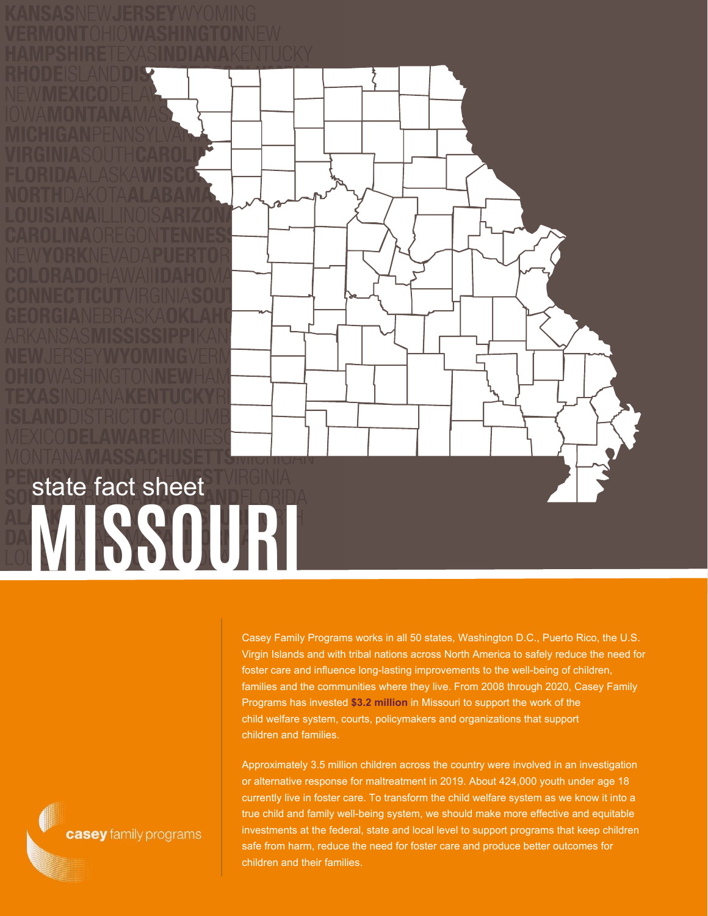state fact sheet

# MISSOURI

Casey Family Programs works in all 50 states, Washington D.C., Puerto Rico, the U.S. Virgin Islands and with tribal nations across North America to safely reduce the need for foster care and influence long-lasting improvements to the well-being of children, families and the communities where they live. From 2008 through 2020, Casey Family Programs has invested **$3.2 million** in Missouri to support the work of the child welfare system, courts, policymakers and organizations that support children and families.

Approximately 3.5 million children across the country were involved in an investigation or alternative response for maltreatment in 2019. About 424,000 youth under age 18 currently live in foster care. To transform the child welfare system as we know it into a true child and family well-being system, we should make more effective and equitable investments at the federal, state and local level to support programs that keep children safe from harm, reduce the need for foster care and produce better outcomes for children and their families.

casey family programs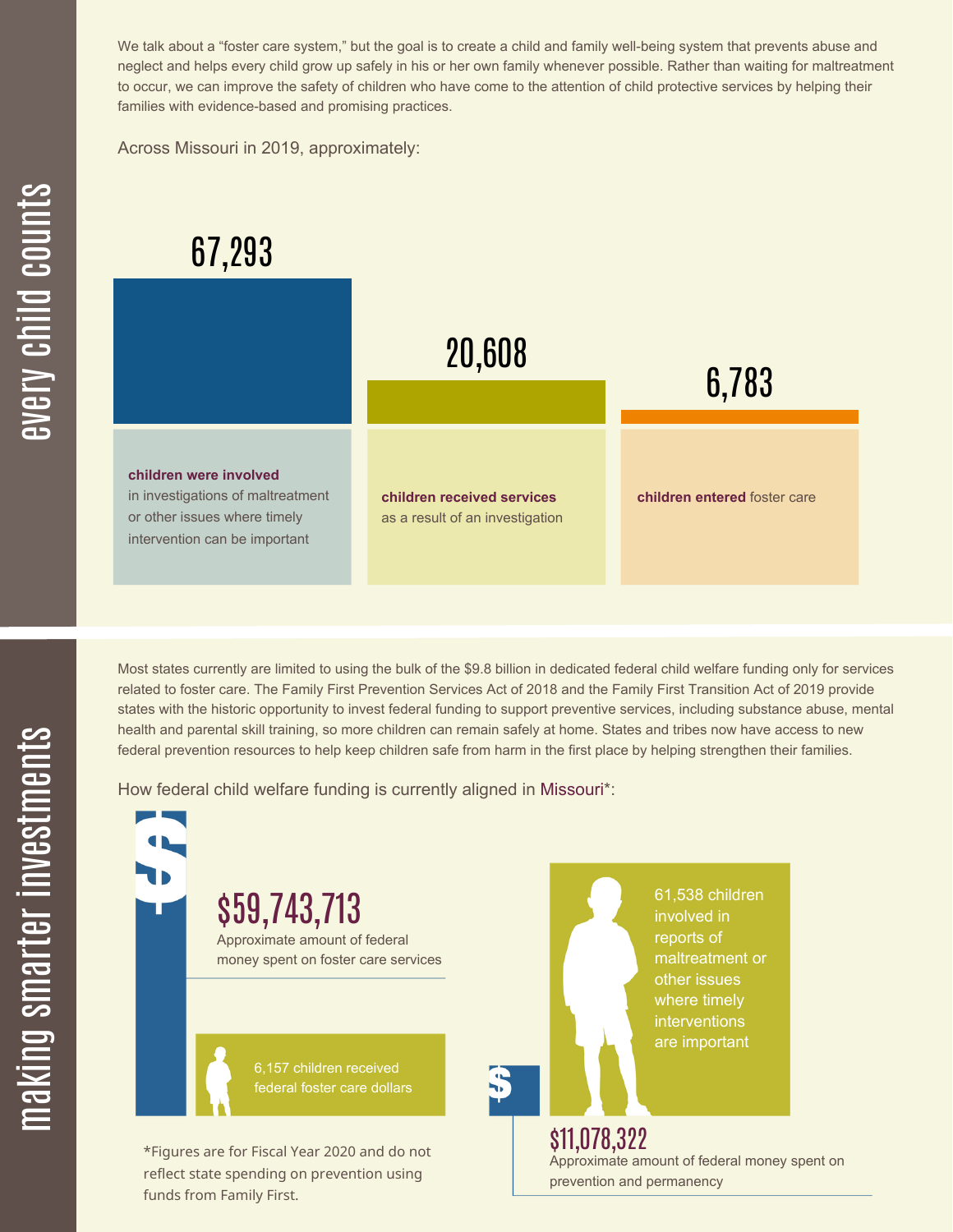## every child counts

We talk about a "foster care system," but the goal is to create a child and family well-being system that prevents abuse and neglect and helps every child grow up safely in his or her own family whenever possible. Rather than waiting for maltreatment to occur, we can improve the safety of children who have come to the attention of child protective services by helping their families with evidence-based and promising practices.

Across Missouri in 2019, approximately:

**67,293** **children were involved** in investigations of maltreatment or other issues where timely intervention can be important

**20,608** **children received services** as a result of an investigation

**6,783** **children entered** foster care

## making smarter investments

Most states currently are limited to using the bulk of the $9.8 billion in dedicated federal child welfare funding only for services related to foster care. The Family First Prevention Services Act of 2018 and the Family First Transition Act of 2019 provide states with the historic opportunity to invest federal funding to support preventive services, including substance abuse, mental health and parental skill training, so more children can remain safely at home. States and tribes now have access to new federal prevention resources to help keep children safe from harm in the first place by helping strengthen their families.

How federal child welfare funding is currently aligned in Missouri*:

**$59,743,713**
Approximate amount of federal money spent on foster care services

6,157 children received federal foster care dollars

**$11,078,322**
Approximate amount of federal money spent on prevention and permanency

61,538 children involved in reports of maltreatment or other issues where timely interventions are important

*Figures are for Fiscal Year 2020 and do not reflect state spending on prevention using funds from Family First.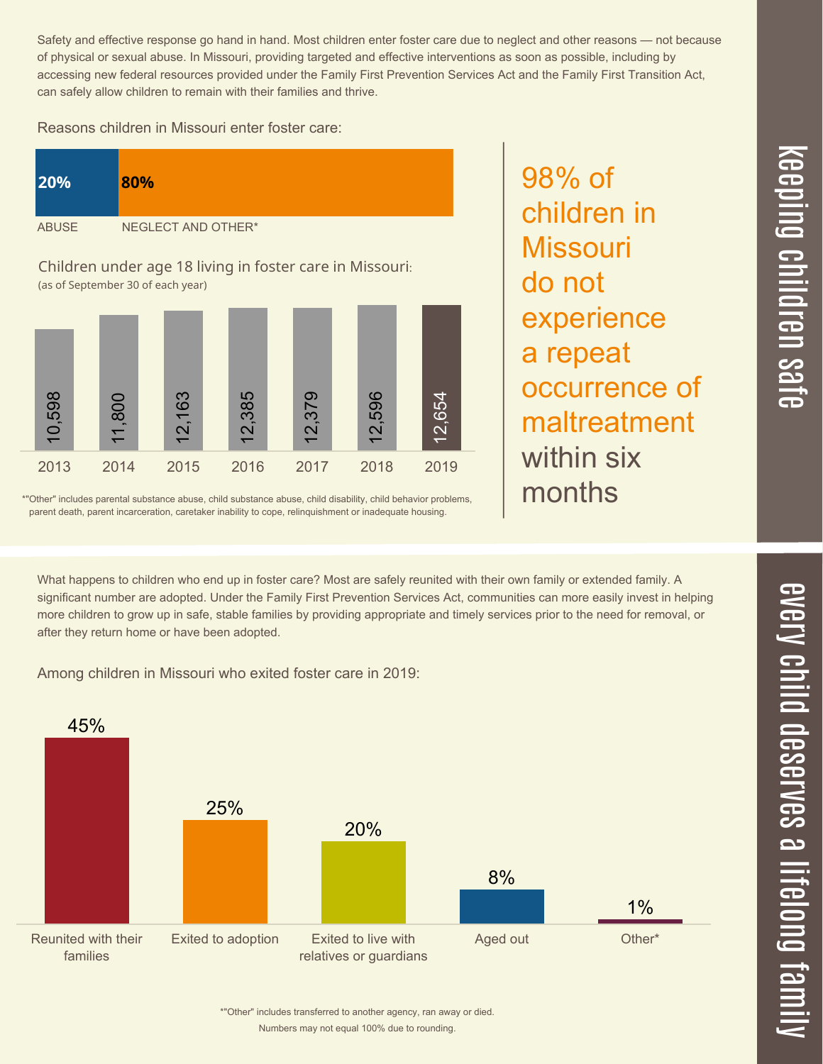## keeping children safe

Safety and effective response go hand in hand. Most children enter foster care due to neglect and other reasons — not because of physical or sexual abuse. In Missouri, providing targeted and effective interventions as soon as possible, including by accessing new federal resources provided under the Family First Prevention Services Act and the Family First Transition Act, can safely allow children to remain with their families and thrive.

Reasons children in Missouri enter foster care:

| ABUSE | NEGLECT AND OTHER* |
|---|---|
| 20% | 80% |

Children under age 18 living in foster care in Missouri:
(as of September 30 of each year)

| 2013 | 2014 | 2015 | 2016 | 2017 | 2018 | 2019 |
|---|---|---|---|---|---|---|
| 10,598 | 11,800 | 12,163 | 12,385 | 12,379 | 12,596 | 12,654 |

*"Other" includes parental substance abuse, child substance abuse, child disability, child behavior problems, parent death, parent incarceration, caretaker inability to cope, relinquishment or inadequate housing.

**98% of children in Missouri do not experience a repeat occurrence of maltreatment within six months**

## every child deserves a lifelong family

What happens to children who end up in foster care? Most are safely reunited with their own family or extended family. A significant number are adopted. Under the Family First Prevention Services Act, communities can more easily invest in helping more children to grow up in safe, stable families by providing appropriate and timely services prior to the need for removal, or after they return home or have been adopted.

Among children in Missouri who exited foster care in 2019:

| Reunited with their families | Exited to adoption | Exited to live with relatives or guardians | Aged out | Other* |
|---|---|---|---|---|
| 45% | 25% | 20% | 8% | 1% |

*"Other" includes transferred to another agency, ran away or died.
Numbers may not equal 100% due to rounding.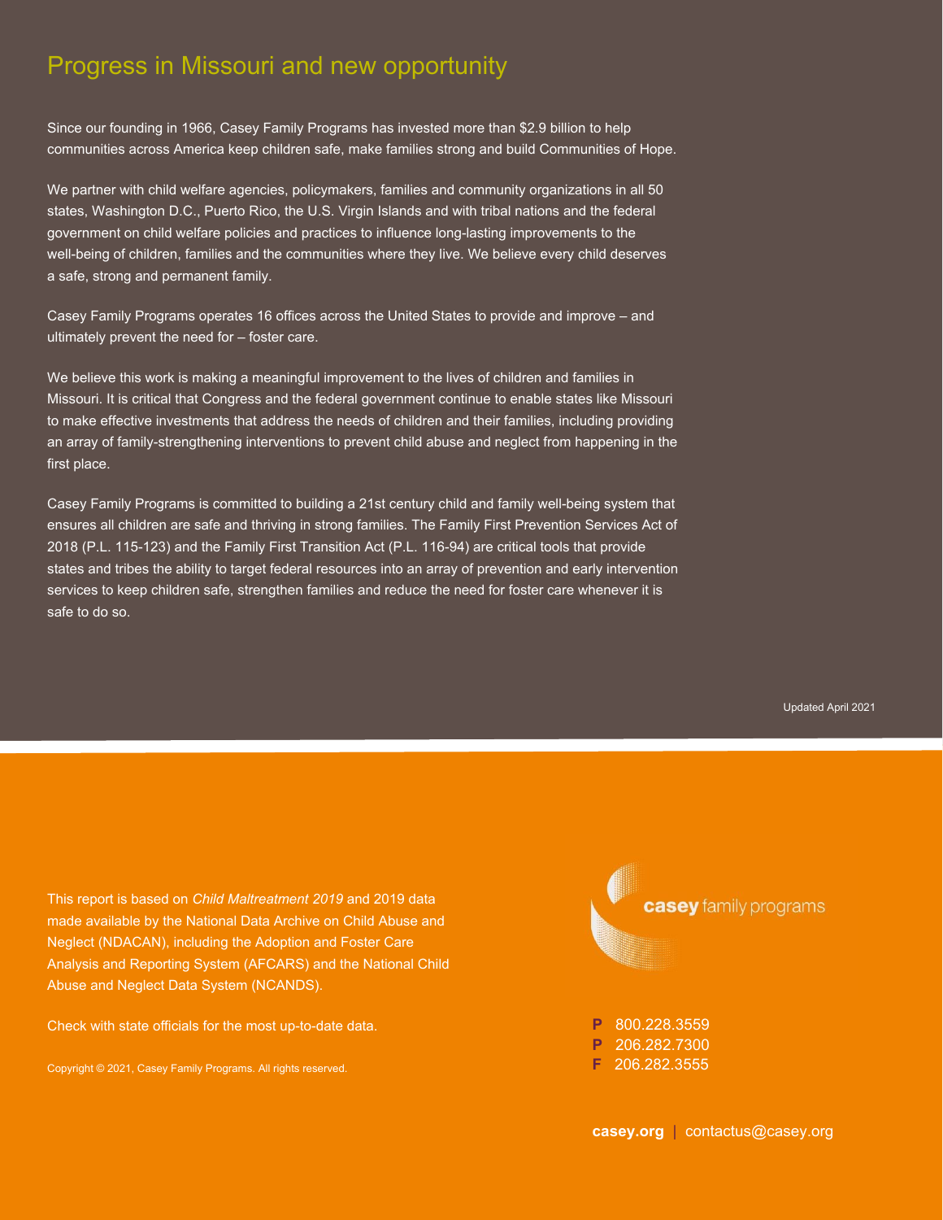# Progress in Missouri and new opportunity

Since our founding in 1966, Casey Family Programs has invested more than $2.9 billion to help communities across America keep children safe, make families strong and build Communities of Hope.

We partner with child welfare agencies, policymakers, families and community organizations in all 50 states, Washington D.C., Puerto Rico, the U.S. Virgin Islands and with tribal nations and the federal government on child welfare policies and practices to influence long-lasting improvements to the well-being of children, families and the communities where they live. We believe every child deserves a safe, strong and permanent family.

Casey Family Programs operates 16 offices across the United States to provide and improve – and ultimately prevent the need for – foster care.

We believe this work is making a meaningful improvement to the lives of children and families in Missouri. It is critical that Congress and the federal government continue to enable states like Missouri to make effective investments that address the needs of children and their families, including providing an array of family-strengthening interventions to prevent child abuse and neglect from happening in the first place.

Casey Family Programs is committed to building a 21st century child and family well-being system that ensures all children are safe and thriving in strong families. The Family First Prevention Services Act of 2018 (P.L. 115-123) and the Family First Transition Act (P.L. 116-94) are critical tools that provide states and tribes the ability to target federal resources into an array of prevention and early intervention services to keep children safe, strengthen families and reduce the need for foster care whenever it is safe to do so.

Updated April 2021

This report is based on *Child Maltreatment 2019* and 2019 data made available by the National Data Archive on Child Abuse and Neglect (NDACAN), including the Adoption and Foster Care Analysis and Reporting System (AFCARS) and the National Child Abuse and Neglect Data System (NCANDS).

Check with state officials for the most up-to-date data.

Copyright © 2021, Casey Family Programs. All rights reserved.

**casey** family programs

**P** 800.228.3559
**P** 206.282.7300
**F** 206.282.3555

**casey.org** | contactus@casey.org